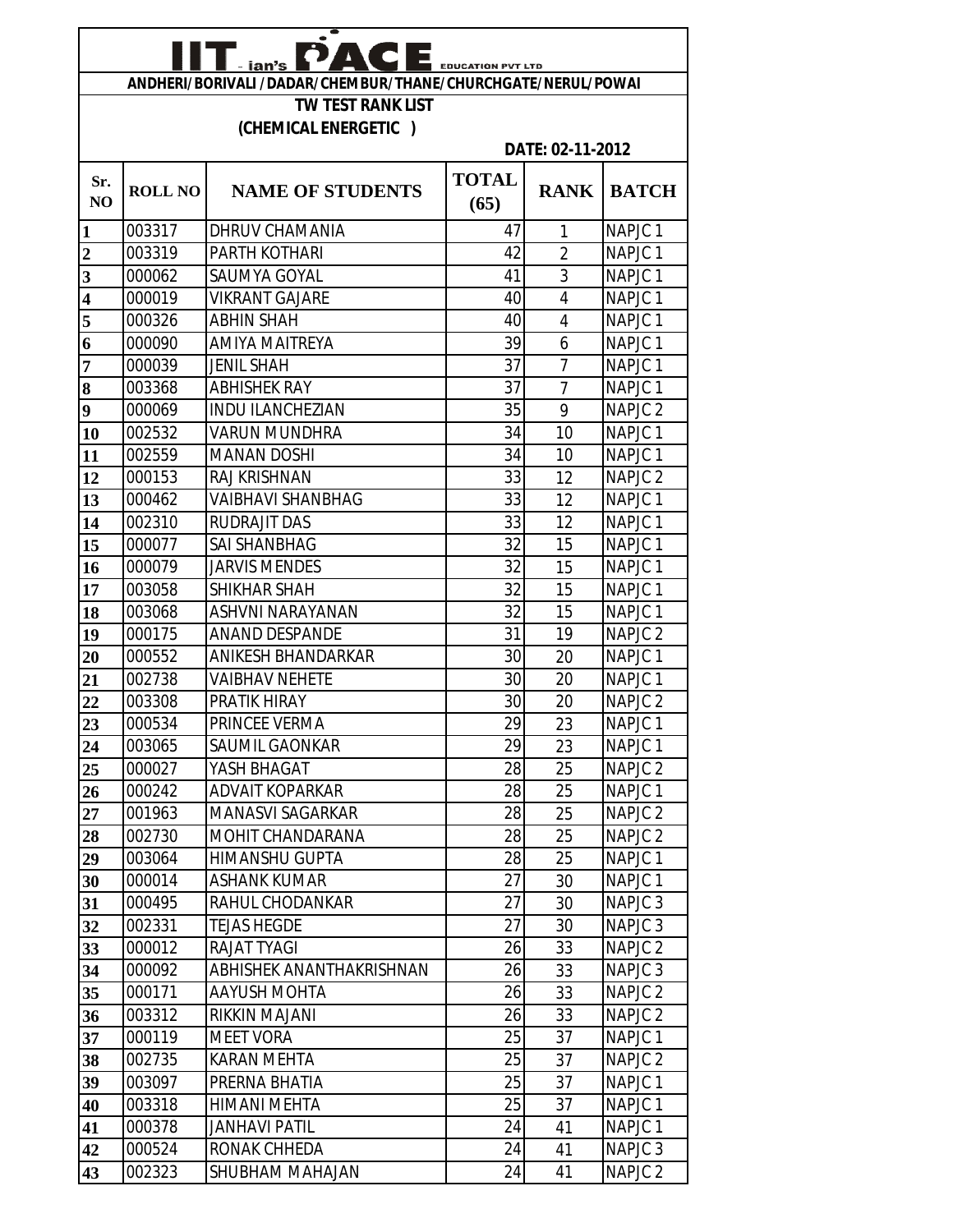# IIT - ian's PACE EDUCATION PVT LTD

**ANDHERI/BORIVALI /DADAR/CHEMBUR/THANE/CHURCHGATE/NERUL/POWAI**

**TW TEST RANK LIST**

**(CHEMICAL ENERGETIC )**

**DATE: 02-11-2012**

| Sr. NO | ROLL NO | NAME OF STUDENTS | TOTAL (65) | RANK | BATCH |
|---|---|---|---|---|---|
| 1 | 003317 | DHRUV CHAMANIA | 47 | 1 | NAPJC 1 |
| 2 | 003319 | PARTH KOTHARI | 42 | 2 | NAPJC 1 |
| 3 | 000062 | SAUMYA GOYAL | 41 | 3 | NAPJC 1 |
| 4 | 000019 | VIKRANT GAJARE | 40 | 4 | NAPJC 1 |
| 5 | 000326 | ABHIN SHAH | 40 | 4 | NAPJC 1 |
| 6 | 000090 | AMIYA MAITREYA | 39 | 6 | NAPJC 1 |
| 7 | 000039 | JENIL SHAH | 37 | 7 | NAPJC 1 |
| 8 | 003368 | ABHISHEK RAY | 37 | 7 | NAPJC 1 |
| 9 | 000069 | INDU ILANCHEZIAN | 35 | 9 | NAPJC 2 |
| 10 | 002532 | VARUN MUNDHRA | 34 | 10 | NAPJC 1 |
| 11 | 002559 | MANAN DOSHI | 34 | 10 | NAPJC 1 |
| 12 | 000153 | RAJ KRISHNAN | 33 | 12 | NAPJC 2 |
| 13 | 000462 | VAIBHAVI SHANBHAG | 33 | 12 | NAPJC 1 |
| 14 | 002310 | RUDRAJIT DAS | 33 | 12 | NAPJC 1 |
| 15 | 000077 | SAI SHANBHAG | 32 | 15 | NAPJC 1 |
| 16 | 000079 | JARVIS MENDES | 32 | 15 | NAPJC 1 |
| 17 | 003058 | SHIKHAR SHAH | 32 | 15 | NAPJC 1 |
| 18 | 003068 | ASHVNI NARAYANAN | 32 | 15 | NAPJC 1 |
| 19 | 000175 | ANAND DESPANDE | 31 | 19 | NAPJC 2 |
| 20 | 000552 | ANIKESH BHANDARKAR | 30 | 20 | NAPJC 1 |
| 21 | 002738 | VAIBHAV NEHETE | 30 | 20 | NAPJC 1 |
| 22 | 003308 | PRATIK HIRAY | 30 | 20 | NAPJC 2 |
| 23 | 000534 | PRINCEE VERMA | 29 | 23 | NAPJC 1 |
| 24 | 003065 | SAUMIL GAONKAR | 29 | 23 | NAPJC 1 |
| 25 | 000027 | YASH BHAGAT | 28 | 25 | NAPJC 2 |
| 26 | 000242 | ADVAIT KOPARKAR | 28 | 25 | NAPJC 1 |
| 27 | 001963 | MANASVI SAGARKAR | 28 | 25 | NAPJC 2 |
| 28 | 002730 | MOHIT CHANDARANA | 28 | 25 | NAPJC 2 |
| 29 | 003064 | HIMANSHU GUPTA | 28 | 25 | NAPJC 1 |
| 30 | 000014 | ASHANK KUMAR | 27 | 30 | NAPJC 1 |
| 31 | 000495 | RAHUL CHODANKAR | 27 | 30 | NAPJC 3 |
| 32 | 002331 | TEJAS HEGDE | 27 | 30 | NAPJC 3 |
| 33 | 000012 | RAJAT TYAGI | 26 | 33 | NAPJC 2 |
| 34 | 000092 | ABHISHEK ANANTHAKRISHNAN | 26 | 33 | NAPJC 3 |
| 35 | 000171 | AAYUSH MOHTA | 26 | 33 | NAPJC 2 |
| 36 | 003312 | RIKKIN MAJANI | 26 | 33 | NAPJC 2 |
| 37 | 000119 | MEET VORA | 25 | 37 | NAPJC 1 |
| 38 | 002735 | KARAN MEHTA | 25 | 37 | NAPJC 2 |
| 39 | 003097 | PRERNA BHATIA | 25 | 37 | NAPJC 1 |
| 40 | 003318 | HIMANI MEHTA | 25 | 37 | NAPJC 1 |
| 41 | 000378 | JANHAVI PATIL | 24 | 41 | NAPJC 1 |
| 42 | 000524 | RONAK CHHEDA | 24 | 41 | NAPJC 3 |
| 43 | 002323 | SHUBHAM MAHAJAN | 24 | 41 | NAPJC 2 |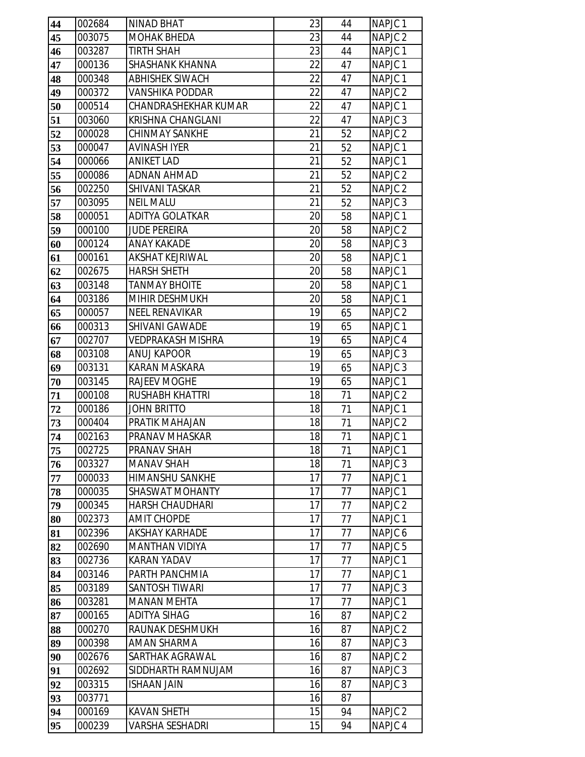| | | | | | |
|---|---|---|---|---|---|
| 44 | 002684 | NINAD BHAT | 23 | 44 | NAPJC 1 |
| 45 | 003075 | MOHAK BHEDA | 23 | 44 | NAPJC 2 |
| 46 | 003287 | TIRTH SHAH | 23 | 44 | NAPJC 1 |
| 47 | 000136 | SHASHANK KHANNA | 22 | 47 | NAPJC 1 |
| 48 | 000348 | ABHISHEK SIWACH | 22 | 47 | NAPJC 1 |
| 49 | 000372 | VANSHIKA PODDAR | 22 | 47 | NAPJC 2 |
| 50 | 000514 | CHANDRASHEKHAR KUMAR | 22 | 47 | NAPJC 1 |
| 51 | 003060 | KRISHNA CHANGLANI | 22 | 47 | NAPJC 3 |
| 52 | 000028 | CHINMAY SANKHE | 21 | 52 | NAPJC 2 |
| 53 | 000047 | AVINASH IYER | 21 | 52 | NAPJC 1 |
| 54 | 000066 | ANIKET LAD | 21 | 52 | NAPJC 1 |
| 55 | 000086 | ADNAN AHMAD | 21 | 52 | NAPJC 2 |
| 56 | 002250 | SHIVANI TASKAR | 21 | 52 | NAPJC 2 |
| 57 | 003095 | NEIL MALU | 21 | 52 | NAPJC 3 |
| 58 | 000051 | ADITYA GOLATKAR | 20 | 58 | NAPJC 1 |
| 59 | 000100 | JUDE PEREIRA | 20 | 58 | NAPJC 2 |
| 60 | 000124 | ANAY KAKADE | 20 | 58 | NAPJC 3 |
| 61 | 000161 | AKSHAT KEJRIWAL | 20 | 58 | NAPJC 1 |
| 62 | 002675 | HARSH SHETH | 20 | 58 | NAPJC 1 |
| 63 | 003148 | TANMAY BHOITE | 20 | 58 | NAPJC 1 |
| 64 | 003186 | MIHIR DESHMUKH | 20 | 58 | NAPJC 1 |
| 65 | 000057 | NEEL RENAVIKAR | 19 | 65 | NAPJC 2 |
| 66 | 000313 | SHIVANI GAWADE | 19 | 65 | NAPJC 1 |
| 67 | 002707 | VEDPRAKASH MISHRA | 19 | 65 | NAPJC 4 |
| 68 | 003108 | ANUJ KAPOOR | 19 | 65 | NAPJC 3 |
| 69 | 003131 | KARAN MASKARA | 19 | 65 | NAPJC 3 |
| 70 | 003145 | RAJEEV MOGHE | 19 | 65 | NAPJC 1 |
| 71 | 000108 | RUSHABH KHATTRI | 18 | 71 | NAPJC 2 |
| 72 | 000186 | JOHN BRITTO | 18 | 71 | NAPJC 1 |
| 73 | 000404 | PRATIK MAHAJAN | 18 | 71 | NAPJC 2 |
| 74 | 002163 | PRANAV MHASKAR | 18 | 71 | NAPJC 1 |
| 75 | 002725 | PRANAV SHAH | 18 | 71 | NAPJC 1 |
| 76 | 003327 | MANAV SHAH | 18 | 71 | NAPJC 3 |
| 77 | 000033 | HIMANSHU SANKHE | 17 | 77 | NAPJC 1 |
| 78 | 000035 | SHASWAT MOHANTY | 17 | 77 | NAPJC 1 |
| 79 | 000345 | HARSH CHAUDHARI | 17 | 77 | NAPJC 2 |
| 80 | 002373 | AMIT CHOPDE | 17 | 77 | NAPJC 1 |
| 81 | 002396 | AKSHAY KARHADE | 17 | 77 | NAPJC 6 |
| 82 | 002690 | MANTHAN VIDIYA | 17 | 77 | NAPJC 5 |
| 83 | 002736 | KARAN YADAV | 17 | 77 | NAPJC 1 |
| 84 | 003146 | PARTH PANCHMIA | 17 | 77 | NAPJC 1 |
| 85 | 003189 | SANTOSH TIWARI | 17 | 77 | NAPJC 3 |
| 86 | 003281 | MANAN MEHTA | 17 | 77 | NAPJC 1 |
| 87 | 000165 | ADITYA SIHAG | 16 | 87 | NAPJC 2 |
| 88 | 000270 | RAUNAK DESHMUKH | 16 | 87 | NAPJC 2 |
| 89 | 000398 | AMAN SHARMA | 16 | 87 | NAPJC 3 |
| 90 | 002676 | SARTHAK AGRAWAL | 16 | 87 | NAPJC 2 |
| 91 | 002692 | SIDDHARTH RAMNUJAM | 16 | 87 | NAPJC 3 |
| 92 | 003315 | ISHAAN JAIN | 16 | 87 | NAPJC 3 |
| 93 | 003771 | | 16 | 87 | |
| 94 | 000169 | KAVAN SHETH | 15 | 94 | NAPJC 2 |
| 95 | 000239 | VARSHA SESHADRI | 15 | 94 | NAPJC 4 |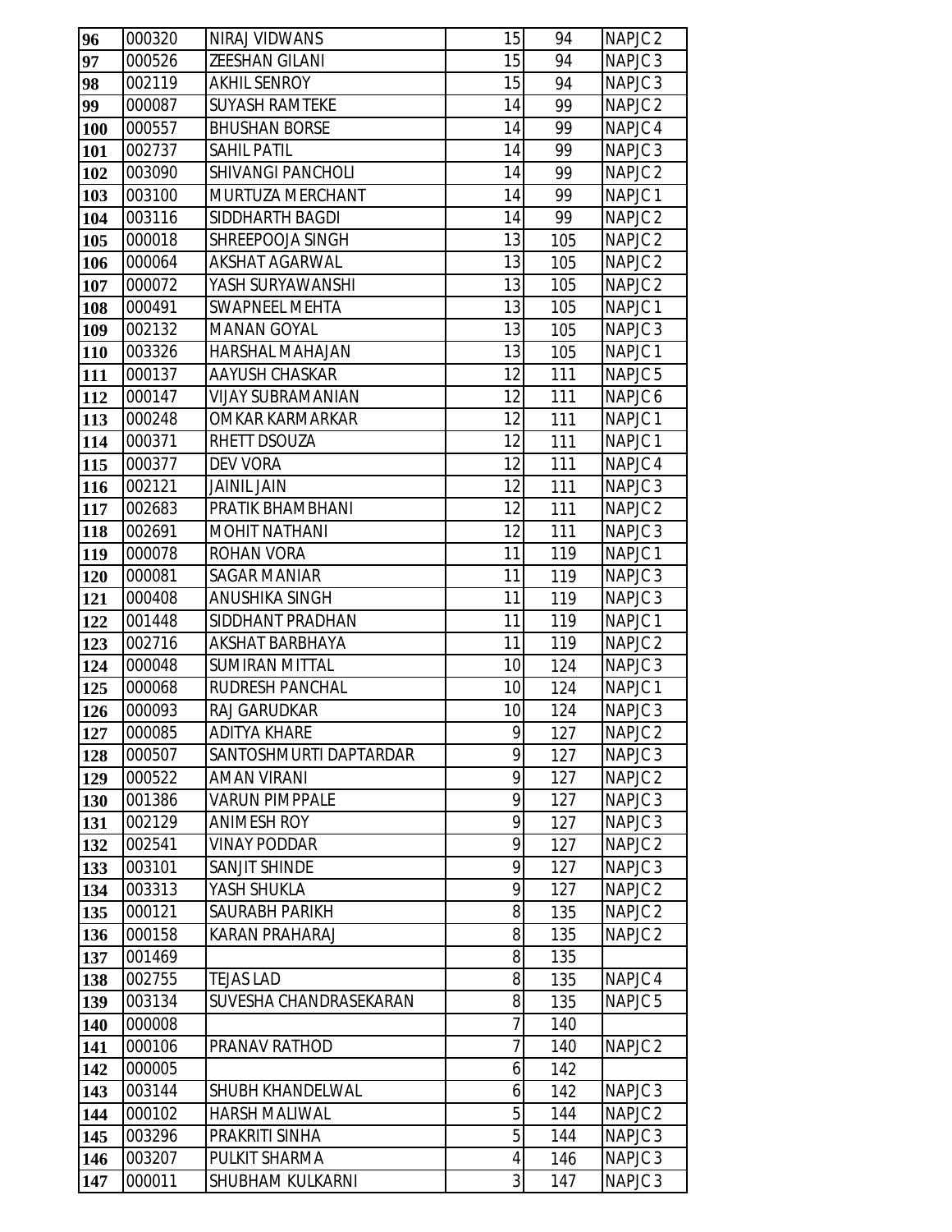| | | | | | |
|---|---|---|---|---|---|
| 96 | 000320 | NIRAJ VIDWANS | 15 | 94 | NAPJC 2 |
| 97 | 000526 | ZEESHAN GILANI | 15 | 94 | NAPJC 3 |
| 98 | 002119 | AKHIL SENROY | 15 | 94 | NAPJC 3 |
| 99 | 000087 | SUYASH RAMTEKE | 14 | 99 | NAPJC 2 |
| 100 | 000557 | BHUSHAN BORSE | 14 | 99 | NAPJC 4 |
| 101 | 002737 | SAHIL PATIL | 14 | 99 | NAPJC 3 |
| 102 | 003090 | SHIVANGI PANCHOLI | 14 | 99 | NAPJC 2 |
| 103 | 003100 | MURTUZA MERCHANT | 14 | 99 | NAPJC 1 |
| 104 | 003116 | SIDDHARTH BAGDI | 14 | 99 | NAPJC 2 |
| 105 | 000018 | SHREEPOOJA SINGH | 13 | 105 | NAPJC 2 |
| 106 | 000064 | AKSHAT AGARWAL | 13 | 105 | NAPJC 2 |
| 107 | 000072 | YASH SURYAWANSHI | 13 | 105 | NAPJC 2 |
| 108 | 000491 | SWAPNEEL MEHTA | 13 | 105 | NAPJC 1 |
| 109 | 002132 | MANAN GOYAL | 13 | 105 | NAPJC 3 |
| 110 | 003326 | HARSHAL MAHAJAN | 13 | 105 | NAPJC 1 |
| 111 | 000137 | AAYUSH CHASKAR | 12 | 111 | NAPJC 5 |
| 112 | 000147 | VIJAY SUBRAMANIAN | 12 | 111 | NAPJC 6 |
| 113 | 000248 | OMKAR KARMARKAR | 12 | 111 | NAPJC 1 |
| 114 | 000371 | RHETT DSOUZA | 12 | 111 | NAPJC 1 |
| 115 | 000377 | DEV VORA | 12 | 111 | NAPJC 4 |
| 116 | 002121 | JAINIL JAIN | 12 | 111 | NAPJC 3 |
| 117 | 002683 | PRATIK BHAMBHANI | 12 | 111 | NAPJC 2 |
| 118 | 002691 | MOHIT NATHANI | 12 | 111 | NAPJC 3 |
| 119 | 000078 | ROHAN VORA | 11 | 119 | NAPJC 1 |
| 120 | 000081 | SAGAR MANIAR | 11 | 119 | NAPJC 3 |
| 121 | 000408 | ANUSHIKA SINGH | 11 | 119 | NAPJC 3 |
| 122 | 001448 | SIDDHANT PRADHAN | 11 | 119 | NAPJC 1 |
| 123 | 002716 | AKSHAT BARBHAYA | 11 | 119 | NAPJC 2 |
| 124 | 000048 | SUMIRAN MITTAL | 10 | 124 | NAPJC 3 |
| 125 | 000068 | RUDRESH PANCHAL | 10 | 124 | NAPJC 1 |
| 126 | 000093 | RAJ GARUDKAR | 10 | 124 | NAPJC 3 |
| 127 | 000085 | ADITYA KHARE | 9 | 127 | NAPJC 2 |
| 128 | 000507 | SANTOSHMURTI DAPTARDAR | 9 | 127 | NAPJC 3 |
| 129 | 000522 | AMAN VIRANI | 9 | 127 | NAPJC 2 |
| 130 | 001386 | VARUN PIMPPALE | 9 | 127 | NAPJC 3 |
| 131 | 002129 | ANIMESH ROY | 9 | 127 | NAPJC 3 |
| 132 | 002541 | VINAY PODDAR | 9 | 127 | NAPJC 2 |
| 133 | 003101 | SANJIT SHINDE | 9 | 127 | NAPJC 3 |
| 134 | 003313 | YASH SHUKLA | 9 | 127 | NAPJC 2 |
| 135 | 000121 | SAURABH PARIKH | 8 | 135 | NAPJC 2 |
| 136 | 000158 | KARAN PRAHARAJ | 8 | 135 | NAPJC 2 |
| 137 | 001469 | | 8 | 135 | |
| 138 | 002755 | TEJAS LAD | 8 | 135 | NAPJC 4 |
| 139 | 003134 | SUVESHA CHANDRASEKARAN | 8 | 135 | NAPJC 5 |
| 140 | 000008 | | 7 | 140 | |
| 141 | 000106 | PRANAV RATHOD | 7 | 140 | NAPJC 2 |
| 142 | 000005 | | 6 | 142 | |
| 143 | 003144 | SHUBH KHANDELWAL | 6 | 142 | NAPJC 3 |
| 144 | 000102 | HARSH MALIWAL | 5 | 144 | NAPJC 2 |
| 145 | 003296 | PRAKRITI SINHA | 5 | 144 | NAPJC 3 |
| 146 | 003207 | PULKIT SHARMA | 4 | 146 | NAPJC 3 |
| 147 | 000011 | SHUBHAM KULKARNI | 3 | 147 | NAPJC 3 |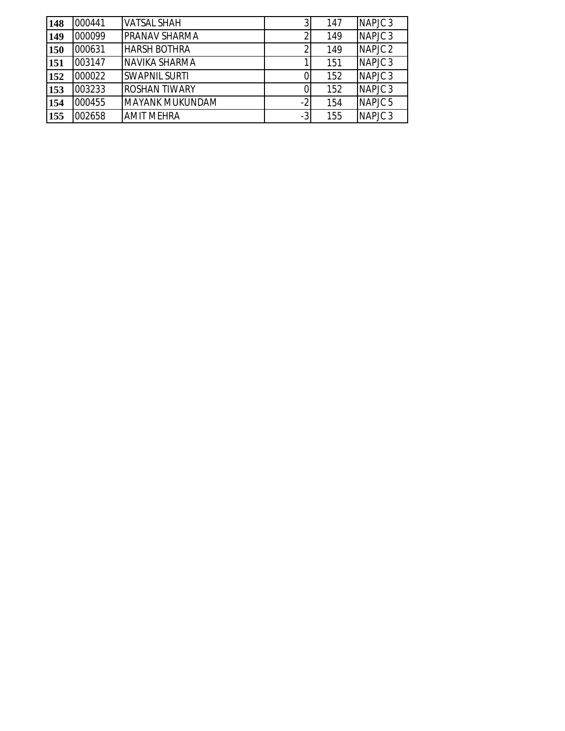| | | | | | |
|---|---|---|---|---|---|
| **148** | 000441 | VATSAL SHAH | 3 | 147 | NAPJC 3 |
| **149** | 000099 | PRANAV SHARMA | 2 | 149 | NAPJC 3 |
| **150** | 000631 | HARSH BOTHRA | 2 | 149 | NAPJC 2 |
| **151** | 003147 | NAVIKA SHARMA | 1 | 151 | NAPJC 3 |
| **152** | 000022 | SWAPNIL SURTI | 0 | 152 | NAPJC 3 |
| **153** | 003233 | ROSHAN TIWARY | 0 | 152 | NAPJC 3 |
| **154** | 000455 | MAYANK MUKUNDAM | -2 | 154 | NAPJC 5 |
| **155** | 002658 | AMIT MEHRA | -3 | 155 | NAPJC 3 |